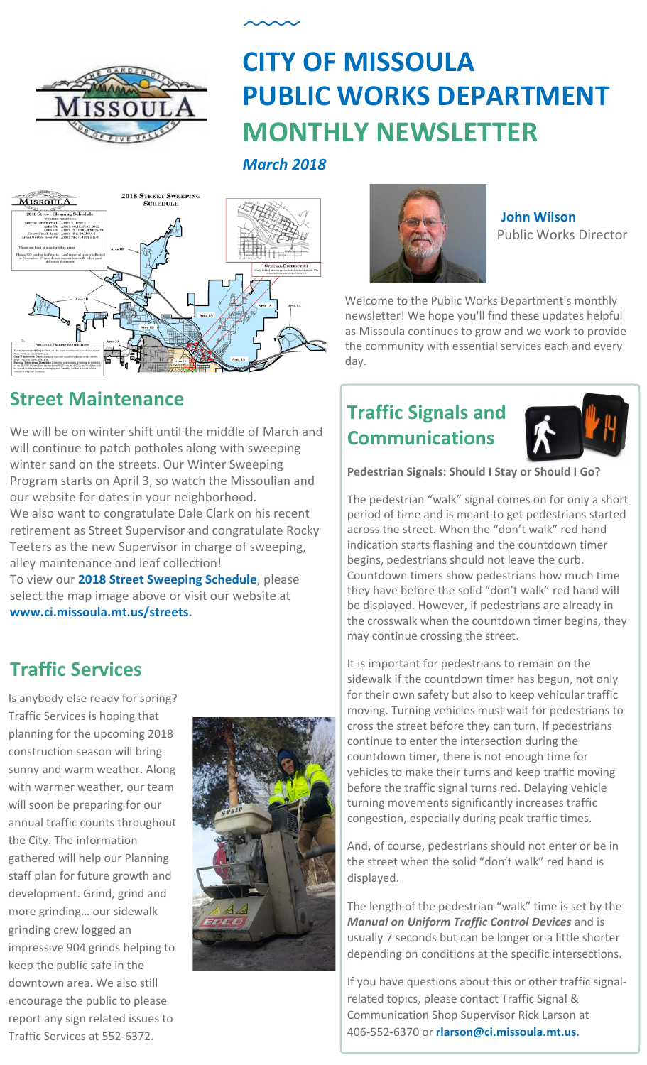# CITY OF MISSOULA PUBLIC WORKS DEPARTMENT MONTHLY NEWSLETTER

***March 2018***

**John Wilson**
Public Works Director

Welcome to the Public Works Department's monthly newsletter! We hope you'll find these updates helpful as Missoula continues to grow and we work to provide the community with essential services each and every day.

## Street Maintenance

We will be on winter shift until the middle of March and will continue to patch potholes along with sweeping winter sand on the streets. Our Winter Sweeping Program starts on April 3, so watch the Missoulian and our website for dates in your neighborhood.

We also want to congratulate Dale Clark on his recent retirement as Street Supervisor and congratulate Rocky Teeters as the new Supervisor in charge of sweeping, alley maintenance and leaf collection!

To view our **2018 Street Sweeping Schedule**, please select the map image above or visit our website at **www.ci.missoula.mt.us/streets.**

## Traffic Services

Is anybody else ready for spring? Traffic Services is hoping that planning for the upcoming 2018 construction season will bring sunny and warm weather. Along with warmer weather, our team will soon be preparing for our annual traffic counts throughout the City. The information gathered will help our Planning staff plan for future growth and development. Grind, grind and more grinding… our sidewalk grinding crew logged an impressive 904 grinds helping to keep the public safe in the downtown area. We also still encourage the public to please report any sign related issues to Traffic Services at 552-6372.

## Traffic Signals and Communications

**Pedestrian Signals: Should I Stay or Should I Go?**

The pedestrian "walk" signal comes on for only a short period of time and is meant to get pedestrians started across the street. When the "don't walk" red hand indication starts flashing and the countdown timer begins, pedestrians should not leave the curb. Countdown timers show pedestrians how much time they have before the solid "don't walk" red hand will be displayed. However, if pedestrians are already in the crosswalk when the countdown timer begins, they may continue crossing the street.

It is important for pedestrians to remain on the sidewalk if the countdown timer has begun, not only for their own safety but also to keep vehicular traffic moving. Turning vehicles must wait for pedestrians to cross the street before they can turn. If pedestrians continue to enter the intersection during the countdown timer, there is not enough time for vehicles to make their turns and keep traffic moving before the traffic signal turns red. Delaying vehicle turning movements significantly increases traffic congestion, especially during peak traffic times.

And, of course, pedestrians should not enter or be in the street when the solid "don't walk" red hand is displayed.

The length of the pedestrian "walk" time is set by the ***Manual on Uniform Traffic Control Devices*** and is usually 7 seconds but can be longer or a little shorter depending on conditions at the specific intersections.

If you have questions about this or other traffic signal-related topics, please contact Traffic Signal & Communication Shop Supervisor Rick Larson at 406-552-6370 or **rlarson@ci.missoula.mt.us.**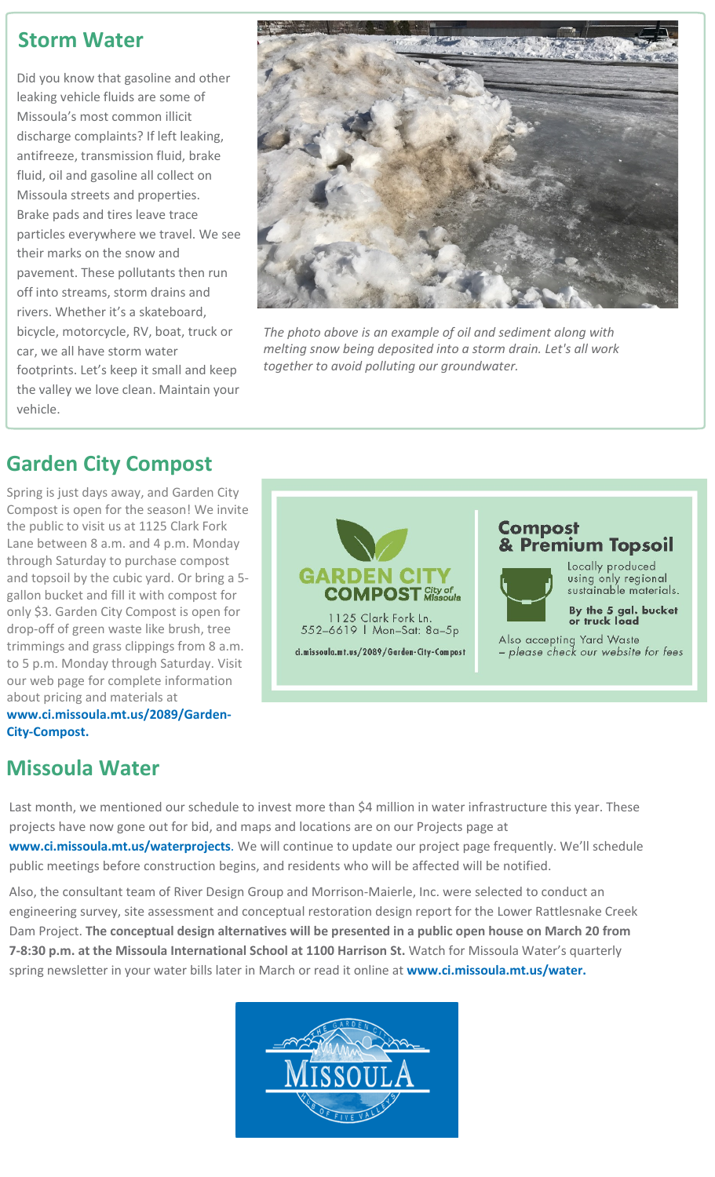## Storm Water

Did you know that gasoline and other leaking vehicle fluids are some of Missoula's most common illicit discharge complaints? If left leaking, antifreeze, transmission fluid, brake fluid, oil and gasoline all collect on Missoula streets and properties. Brake pads and tires leave trace particles everywhere we travel. We see their marks on the snow and pavement. These pollutants then run off into streams, storm drains and rivers. Whether it's a skateboard, bicycle, motorcycle, RV, boat, truck or car, we all have storm water footprints. Let's keep it small and keep the valley we love clean. Maintain your vehicle.

*The photo above is an example of oil and sediment along with melting snow being deposited into a storm drain. Let's all work together to avoid polluting our groundwater.*

## Garden City Compost

Spring is just days away, and Garden City Compost is open for the season! We invite the public to visit us at 1125 Clark Fork Lane between 8 a.m. and 4 p.m. Monday through Saturday to purchase compost and topsoil by the cubic yard. Or bring a 5-gallon bucket and fill it with compost for only $3. Garden City Compost is open for drop-off of green waste like brush, tree trimmings and grass clippings from 8 a.m. to 5 p.m. Monday through Saturday. Visit our web page for complete information about pricing and materials at **www.ci.missoula.mt.us/2089/Garden-City-Compost.**

GARDEN CITY COMPOST City of Missoula

1125 Clark Fork Ln.
552-6619 | Mon-Sat: 8a-5p
ci.missoula.mt.us/2089/Garden-City-Compost

**Compost & Premium Topsoil**

Locally produced using only regional sustainable materials.

**By the 5 gal. bucket or truck load**

Also accepting Yard Waste – *please check our website for fees*

## Missoula Water

Last month, we mentioned our schedule to invest more than $4 million in water infrastructure this year. These projects have now gone out for bid, and maps and locations are on our Projects page at **www.ci.missoula.mt.us/waterprojects**. We will continue to update our project page frequently. We'll schedule public meetings before construction begins, and residents who will be affected will be notified.

Also, the consultant team of River Design Group and Morrison-Maierle, Inc. were selected to conduct an engineering survey, site assessment and conceptual restoration design report for the Lower Rattlesnake Creek Dam Project. **The conceptual design alternatives will be presented in a public open house on March 20 from 7-8:30 p.m. at the Missoula International School at 1100 Harrison St.** Watch for Missoula Water's quarterly spring newsletter in your water bills later in March or read it online at **www.ci.missoula.mt.us/water.**